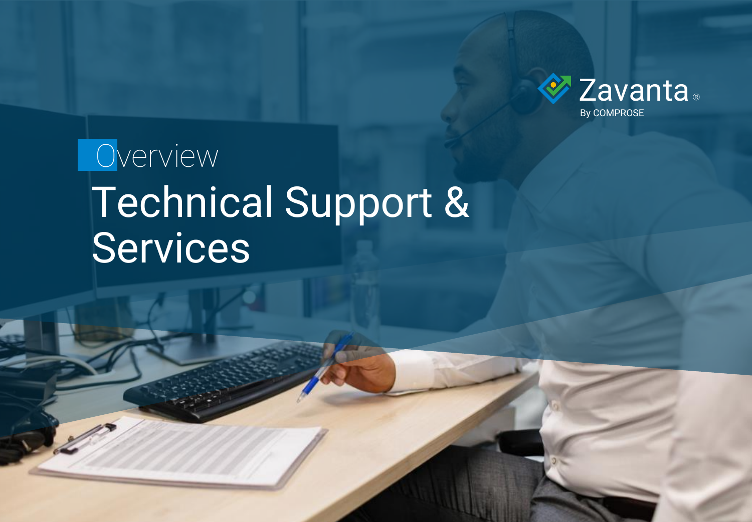Zavanta®
By COMPROSE

Overview

# Technical Support & Services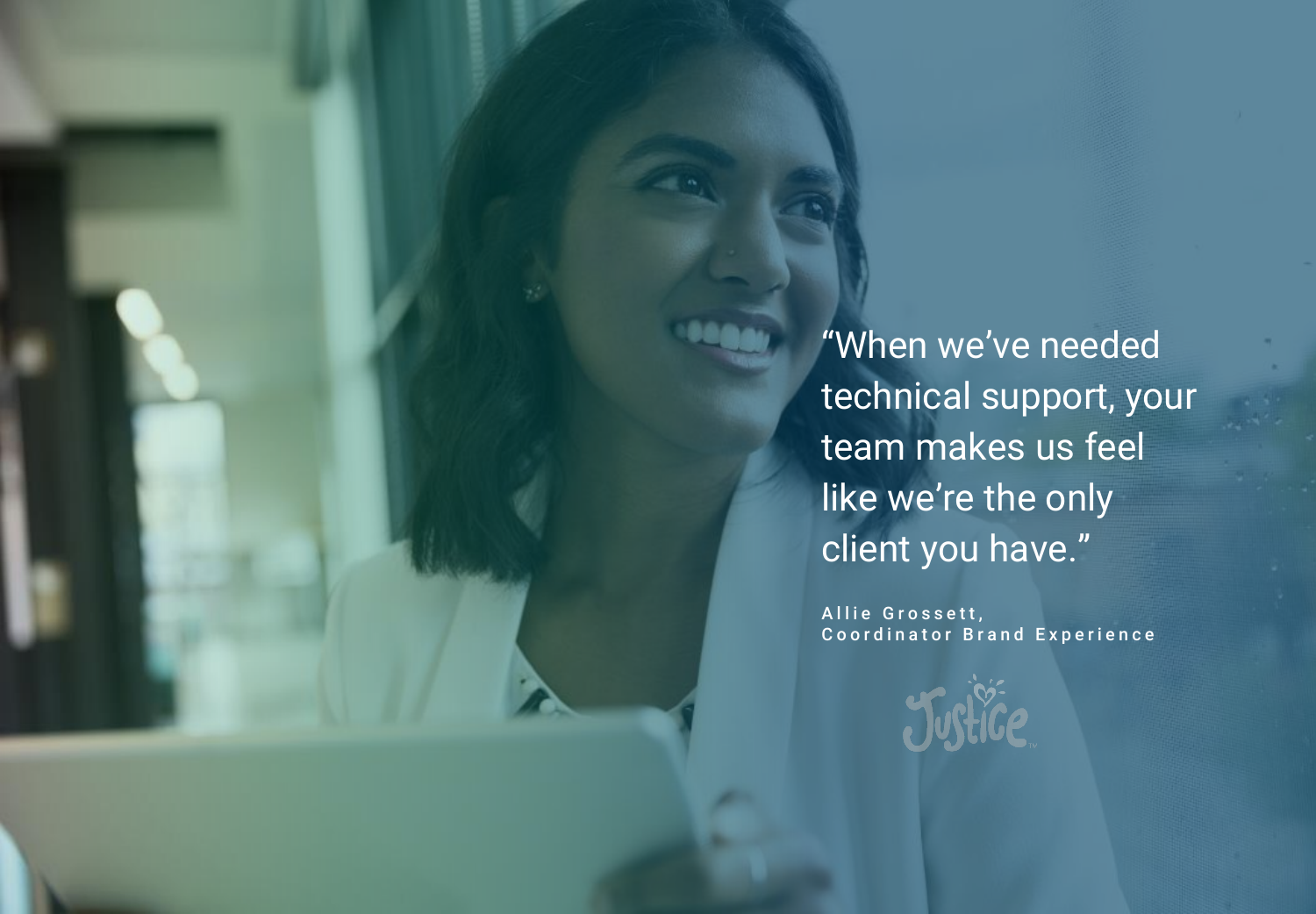"When we've needed technical support, your team makes us feel like we're the only client you have."

Allie Grossett,
Coordinator Brand Experience

Justice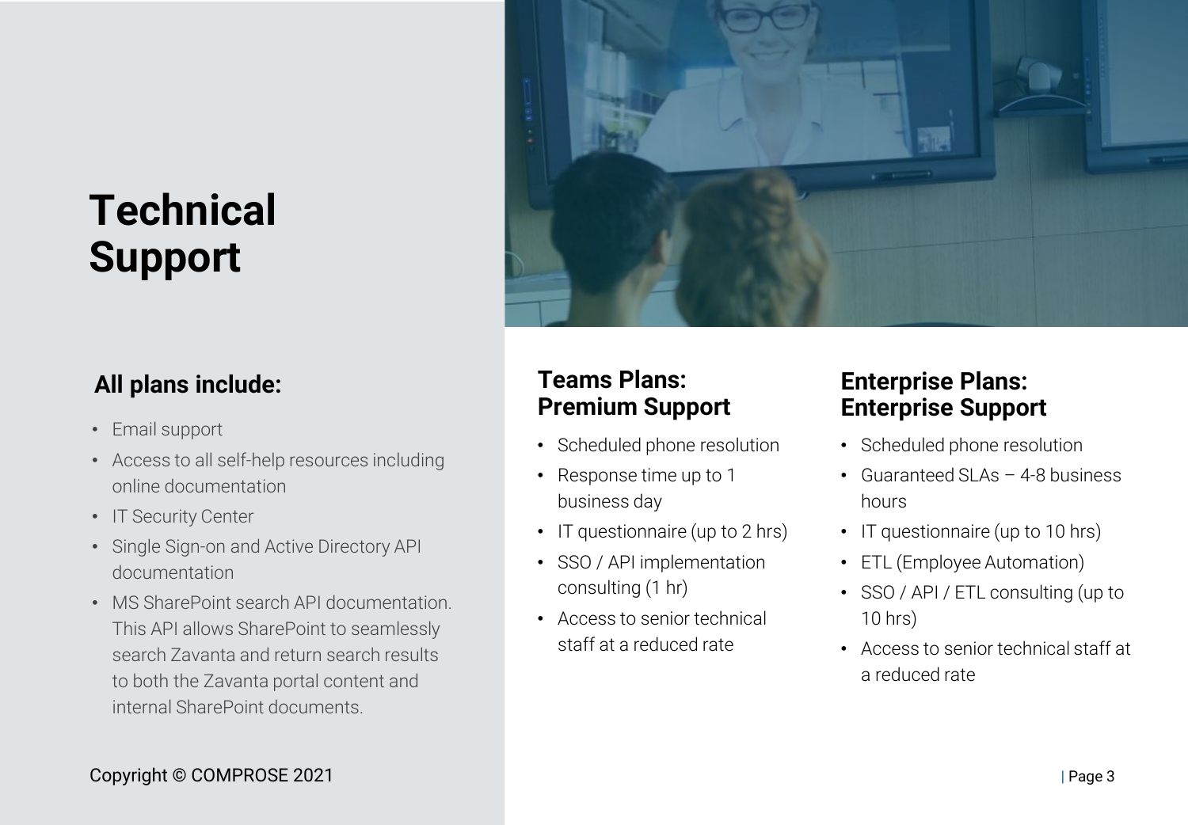# Technical Support

## All plans include:

- Email support
- Access to all self-help resources including online documentation
- IT Security Center
- Single Sign-on and Active Directory API documentation
- MS SharePoint search API documentation. This API allows SharePoint to seamlessly search Zavanta and return search results to both the Zavanta portal content and internal SharePoint documents.

## Teams Plans: Premium Support

- Scheduled phone resolution
- Response time up to 1 business day
- IT questionnaire (up to 2 hrs)
- SSO / API implementation consulting (1 hr)
- Access to senior technical staff at a reduced rate

## Enterprise Plans: Enterprise Support

- Scheduled phone resolution
- Guaranteed SLAs – 4-8 business hours
- IT questionnaire (up to 10 hrs)
- ETL (Employee Automation)
- SSO / API / ETL consulting (up to 10 hrs)
- Access to senior technical staff at a reduced rate

Copyright © COMPROSE 2021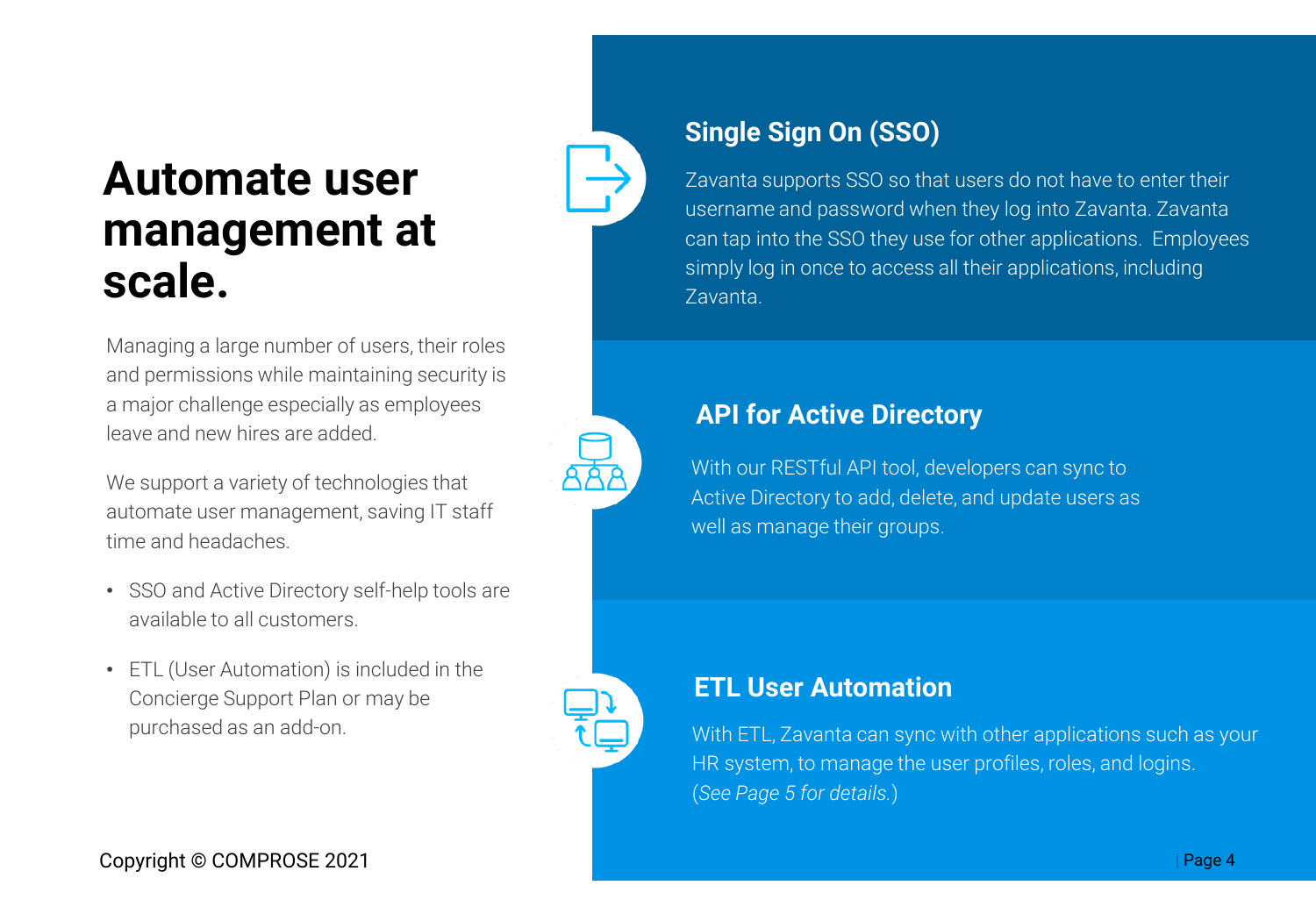# Automate user management at scale.

Managing a large number of users, their roles and permissions while maintaining security is a major challenge especially as employees leave and new hires are added.

We support a variety of technologies that automate user management, saving IT staff time and headaches.

- SSO and Active Directory self-help tools are available to all customers.
- ETL (User Automation) is included in the Concierge Support Plan or may be purchased as an add-on.

## Single Sign On (SSO)

Zavanta supports SSO so that users do not have to enter their username and password when they log into Zavanta. Zavanta can tap into the SSO they use for other applications. Employees simply log in once to access all their applications, including Zavanta.

## API for Active Directory

With our RESTful API tool, developers can sync to Active Directory to add, delete, and update users as well as manage their groups.

## ETL User Automation

With ETL, Zavanta can sync with other applications such as your HR system, to manage the user profiles, roles, and logins. (*See Page 5 for details.*)

Copyright © COMPROSE 2021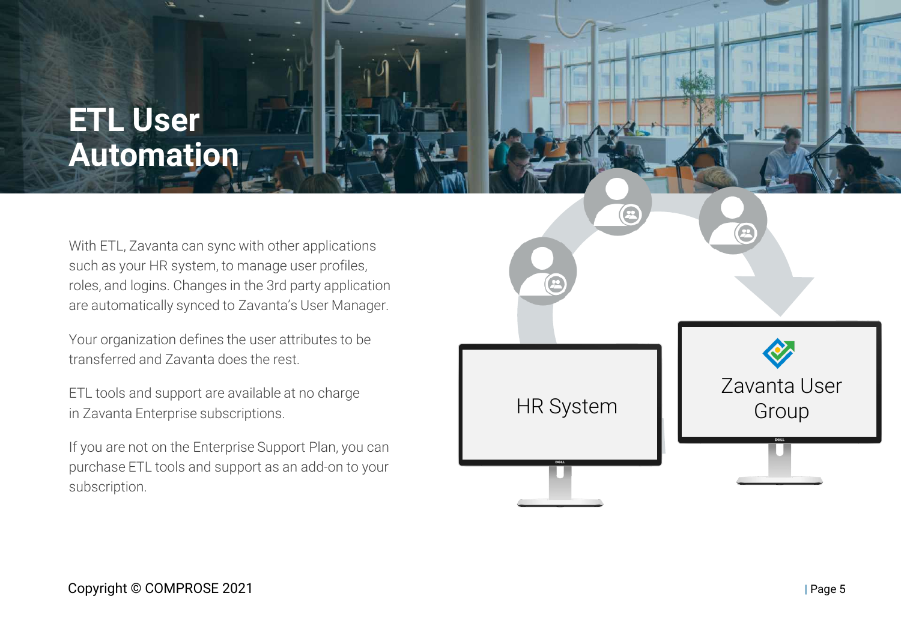# ETL User Automation

With ETL, Zavanta can sync with other applications such as your HR system, to manage user profiles, roles, and logins. Changes in the 3rd party application are automatically synced to Zavanta's User Manager.

Your organization defines the user attributes to be transferred and Zavanta does the rest.

ETL tools and support are available at no charge in Zavanta Enterprise subscriptions.

If you are not on the Enterprise Support Plan, you can purchase ETL tools and support as an add-on to your subscription.

HR System

Zavanta User Group

Copyright © COMPROSE 2021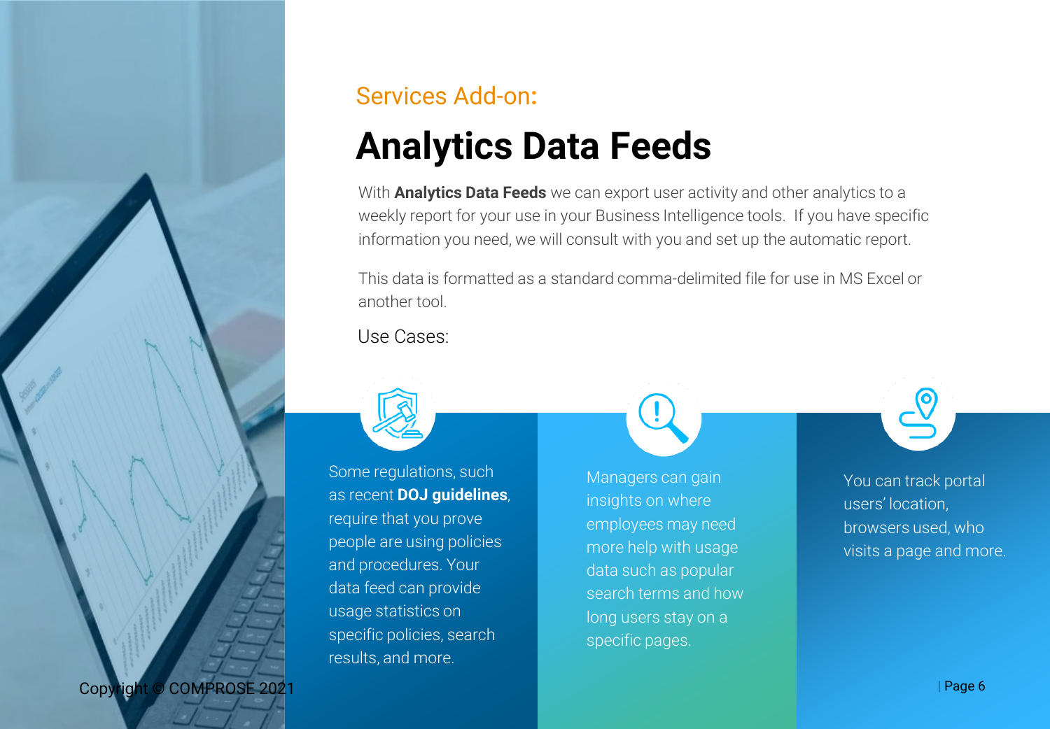Services Add-on:

# Analytics Data Feeds

With **Analytics Data Feeds** we can export user activity and other analytics to a weekly report for your use in your Business Intelligence tools. If you have specific information you need, we will consult with you and set up the automatic report.

This data is formatted as a standard comma-delimited file for use in MS Excel or another tool.

Use Cases:

Some regulations, such as recent **DOJ guidelines**, require that you prove people are using policies and procedures. Your data feed can provide usage statistics on specific policies, search results, and more.

Managers can gain insights on where employees may need more help with usage data such as popular search terms and how long users stay on a specific pages.

You can track portal users' location, browsers used, who visits a page and more.

Copyright © COMPROSE 2021